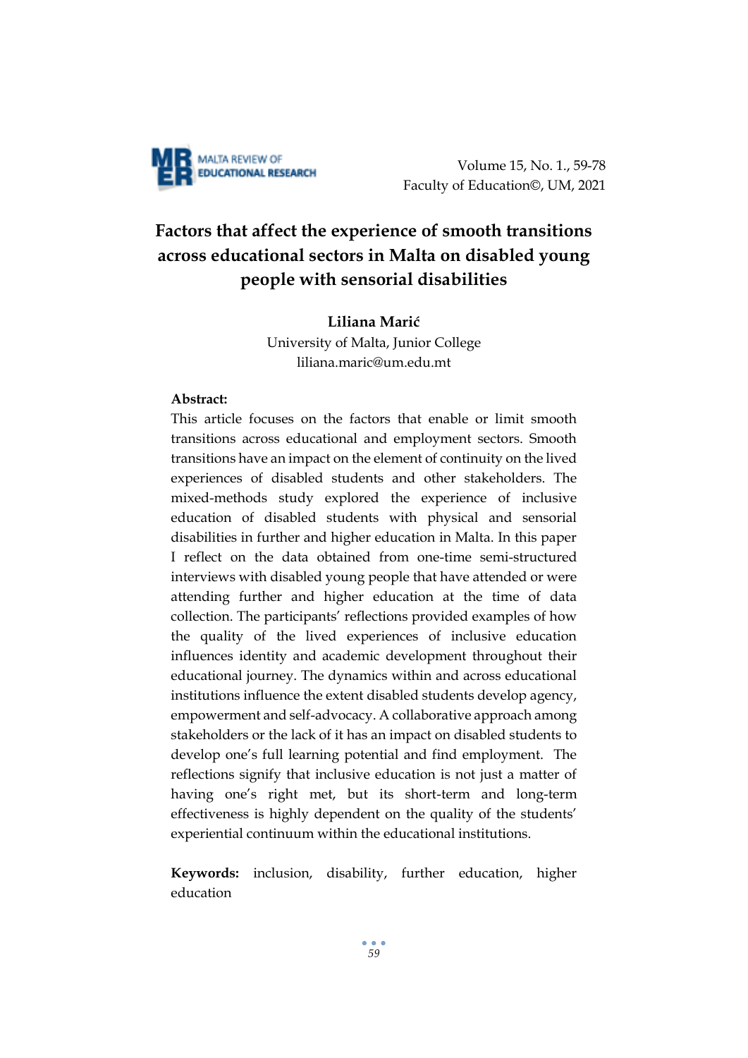# Factors that affect the experience of smooth transitions across educational sectors in Malta on disabled young people with sensorial disabilities

**Liliana Marić**

University of Malta, Junior College
liliana.maric@um.edu.mt

**Abstract:**

This article focuses on the factors that enable or limit smooth transitions across educational and employment sectors. Smooth transitions have an impact on the element of continuity on the lived experiences of disabled students and other stakeholders. The mixed-methods study explored the experience of inclusive education of disabled students with physical and sensorial disabilities in further and higher education in Malta. In this paper I reflect on the data obtained from one-time semi-structured interviews with disabled young people that have attended or were attending further and higher education at the time of data collection. The participants' reflections provided examples of how the quality of the lived experiences of inclusive education influences identity and academic development throughout their educational journey. The dynamics within and across educational institutions influence the extent disabled students develop agency, empowerment and self-advocacy. A collaborative approach among stakeholders or the lack of it has an impact on disabled students to develop one's full learning potential and find employment. The reflections signify that inclusive education is not just a matter of having one's right met, but its short-term and long-term effectiveness is highly dependent on the quality of the students' experiential continuum within the educational institutions.

**Keywords:** inclusion, disability, further education, higher education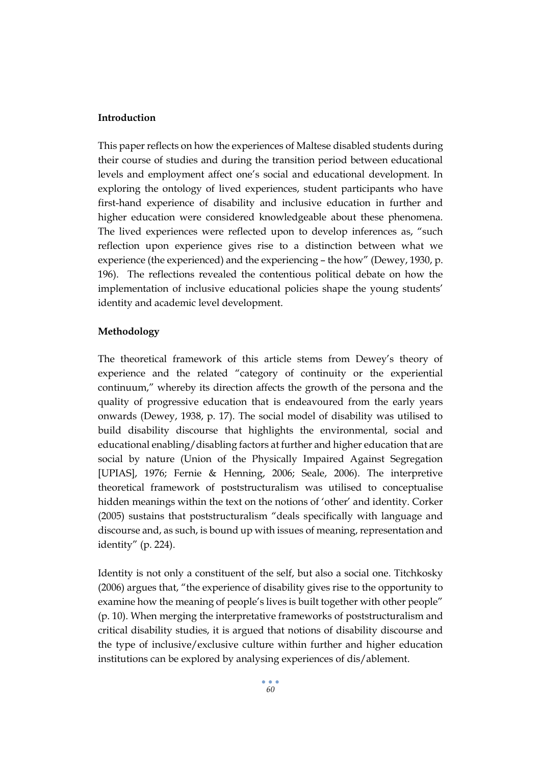## Introduction

This paper reflects on how the experiences of Maltese disabled students during their course of studies and during the transition period between educational levels and employment affect one's social and educational development. In exploring the ontology of lived experiences, student participants who have first-hand experience of disability and inclusive education in further and higher education were considered knowledgeable about these phenomena. The lived experiences were reflected upon to develop inferences as, "such reflection upon experience gives rise to a distinction between what we experience (the experienced) and the experiencing – the how" (Dewey, 1930, p. 196). The reflections revealed the contentious political debate on how the implementation of inclusive educational policies shape the young students' identity and academic level development.

## Methodology

The theoretical framework of this article stems from Dewey's theory of experience and the related "category of continuity or the experiential continuum," whereby its direction affects the growth of the persona and the quality of progressive education that is endeavoured from the early years onwards (Dewey, 1938, p. 17). The social model of disability was utilised to build disability discourse that highlights the environmental, social and educational enabling/disabling factors at further and higher education that are social by nature (Union of the Physically Impaired Against Segregation [UPIAS], 1976; Fernie & Henning, 2006; Seale, 2006). The interpretive theoretical framework of poststructuralism was utilised to conceptualise hidden meanings within the text on the notions of 'other' and identity. Corker (2005) sustains that poststructuralism "deals specifically with language and discourse and, as such, is bound up with issues of meaning, representation and identity" (p. 224).

Identity is not only a constituent of the self, but also a social one. Titchkosky (2006) argues that, "the experience of disability gives rise to the opportunity to examine how the meaning of people's lives is built together with other people" (p. 10). When merging the interpretative frameworks of poststructuralism and critical disability studies, it is argued that notions of disability discourse and the type of inclusive/exclusive culture within further and higher education institutions can be explored by analysing experiences of dis/ablement.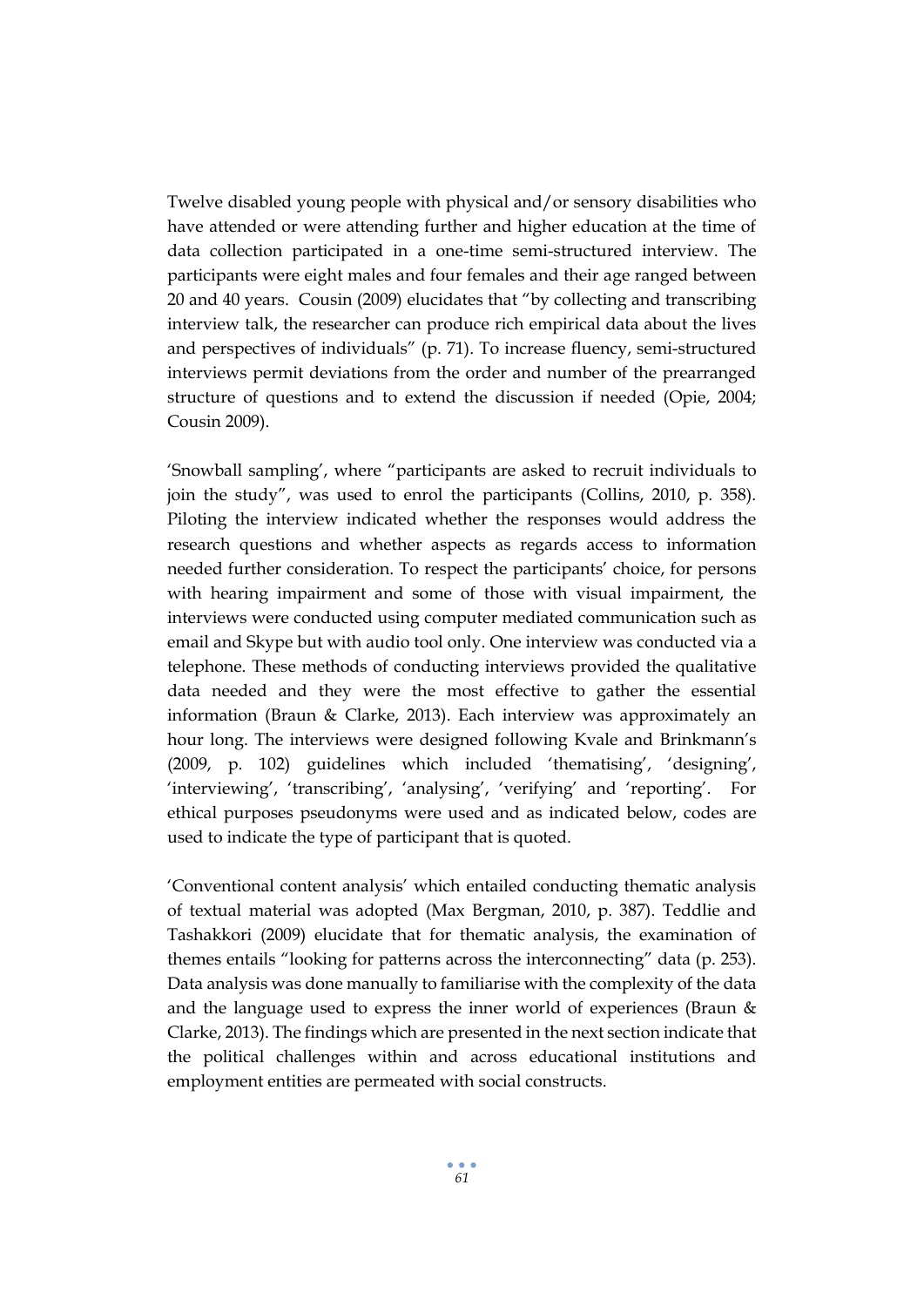Twelve disabled young people with physical and/or sensory disabilities who have attended or were attending further and higher education at the time of data collection participated in a one-time semi-structured interview. The participants were eight males and four females and their age ranged between 20 and 40 years. Cousin (2009) elucidates that "by collecting and transcribing interview talk, the researcher can produce rich empirical data about the lives and perspectives of individuals" (p. 71). To increase fluency, semi-structured interviews permit deviations from the order and number of the prearranged structure of questions and to extend the discussion if needed (Opie, 2004; Cousin 2009).

'Snowball sampling', where "participants are asked to recruit individuals to join the study", was used to enrol the participants (Collins, 2010, p. 358). Piloting the interview indicated whether the responses would address the research questions and whether aspects as regards access to information needed further consideration. To respect the participants' choice, for persons with hearing impairment and some of those with visual impairment, the interviews were conducted using computer mediated communication such as email and Skype but with audio tool only. One interview was conducted via a telephone. These methods of conducting interviews provided the qualitative data needed and they were the most effective to gather the essential information (Braun & Clarke, 2013). Each interview was approximately an hour long. The interviews were designed following Kvale and Brinkmann's (2009, p. 102) guidelines which included 'thematising', 'designing', 'interviewing', 'transcribing', 'analysing', 'verifying' and 'reporting'. For ethical purposes pseudonyms were used and as indicated below, codes are used to indicate the type of participant that is quoted.

'Conventional content analysis' which entailed conducting thematic analysis of textual material was adopted (Max Bergman, 2010, p. 387). Teddlie and Tashakkori (2009) elucidate that for thematic analysis, the examination of themes entails "looking for patterns across the interconnecting" data (p. 253). Data analysis was done manually to familiarise with the complexity of the data and the language used to express the inner world of experiences (Braun & Clarke, 2013). The findings which are presented in the next section indicate that the political challenges within and across educational institutions and employment entities are permeated with social constructs.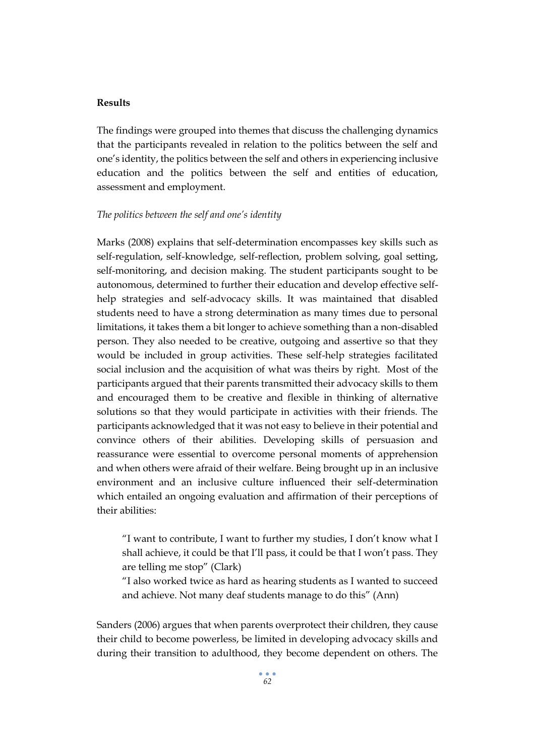## Results

The findings were grouped into themes that discuss the challenging dynamics that the participants revealed in relation to the politics between the self and one's identity, the politics between the self and others in experiencing inclusive education and the politics between the self and entities of education, assessment and employment.

*The politics between the self and one's identity*

Marks (2008) explains that self-determination encompasses key skills such as self-regulation, self-knowledge, self-reflection, problem solving, goal setting, self-monitoring, and decision making. The student participants sought to be autonomous, determined to further their education and develop effective self-help strategies and self-advocacy skills. It was maintained that disabled students need to have a strong determination as many times due to personal limitations, it takes them a bit longer to achieve something than a non-disabled person. They also needed to be creative, outgoing and assertive so that they would be included in group activities. These self-help strategies facilitated social inclusion and the acquisition of what was theirs by right. Most of the participants argued that their parents transmitted their advocacy skills to them and encouraged them to be creative and flexible in thinking of alternative solutions so that they would participate in activities with their friends. The participants acknowledged that it was not easy to believe in their potential and convince others of their abilities. Developing skills of persuasion and reassurance were essential to overcome personal moments of apprehension and when others were afraid of their welfare. Being brought up in an inclusive environment and an inclusive culture influenced their self-determination which entailed an ongoing evaluation and affirmation of their perceptions of their abilities:

> "I want to contribute, I want to further my studies, I don't know what I shall achieve, it could be that I'll pass, it could be that I won't pass. They are telling me stop" (Clark)
>
> "I also worked twice as hard as hearing students as I wanted to succeed and achieve. Not many deaf students manage to do this" (Ann)

Sanders (2006) argues that when parents overprotect their children, they cause their child to become powerless, be limited in developing advocacy skills and during their transition to adulthood, they become dependent on others. The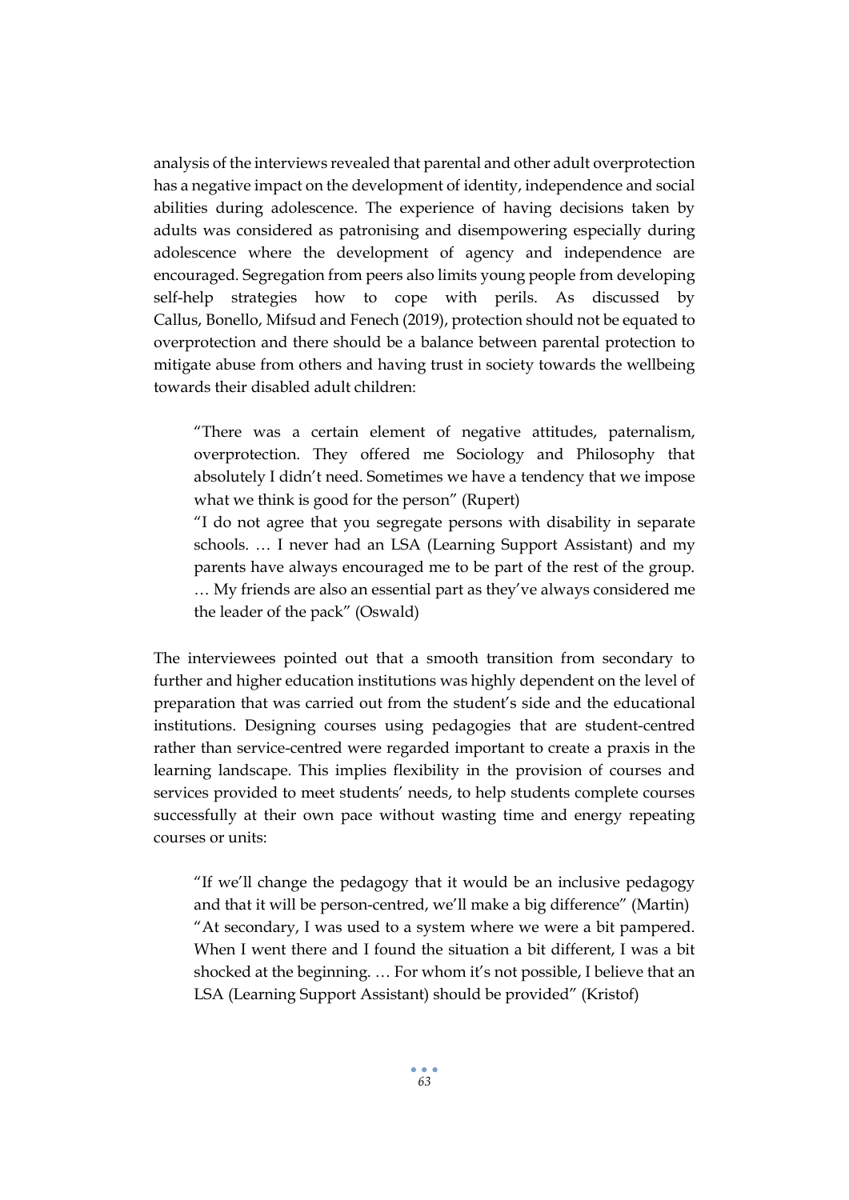analysis of the interviews revealed that parental and other adult overprotection has a negative impact on the development of identity, independence and social abilities during adolescence. The experience of having decisions taken by adults was considered as patronising and disempowering especially during adolescence where the development of agency and independence are encouraged. Segregation from peers also limits young people from developing self-help strategies how to cope with perils. As discussed by Callus, Bonello, Mifsud and Fenech (2019), protection should not be equated to overprotection and there should be a balance between parental protection to mitigate abuse from others and having trust in society towards the wellbeing towards their disabled adult children:

> "There was a certain element of negative attitudes, paternalism, overprotection. They offered me Sociology and Philosophy that absolutely I didn't need. Sometimes we have a tendency that we impose what we think is good for the person" (Rupert)
>
> "I do not agree that you segregate persons with disability in separate schools. … I never had an LSA (Learning Support Assistant) and my parents have always encouraged me to be part of the rest of the group. … My friends are also an essential part as they've always considered me the leader of the pack" (Oswald)

The interviewees pointed out that a smooth transition from secondary to further and higher education institutions was highly dependent on the level of preparation that was carried out from the student's side and the educational institutions. Designing courses using pedagogies that are student-centred rather than service-centred were regarded important to create a praxis in the learning landscape. This implies flexibility in the provision of courses and services provided to meet students' needs, to help students complete courses successfully at their own pace without wasting time and energy repeating courses or units:

> "If we'll change the pedagogy that it would be an inclusive pedagogy and that it will be person-centred, we'll make a big difference" (Martin)
>
> "At secondary, I was used to a system where we were a bit pampered. When I went there and I found the situation a bit different, I was a bit shocked at the beginning. … For whom it's not possible, I believe that an LSA (Learning Support Assistant) should be provided" (Kristof)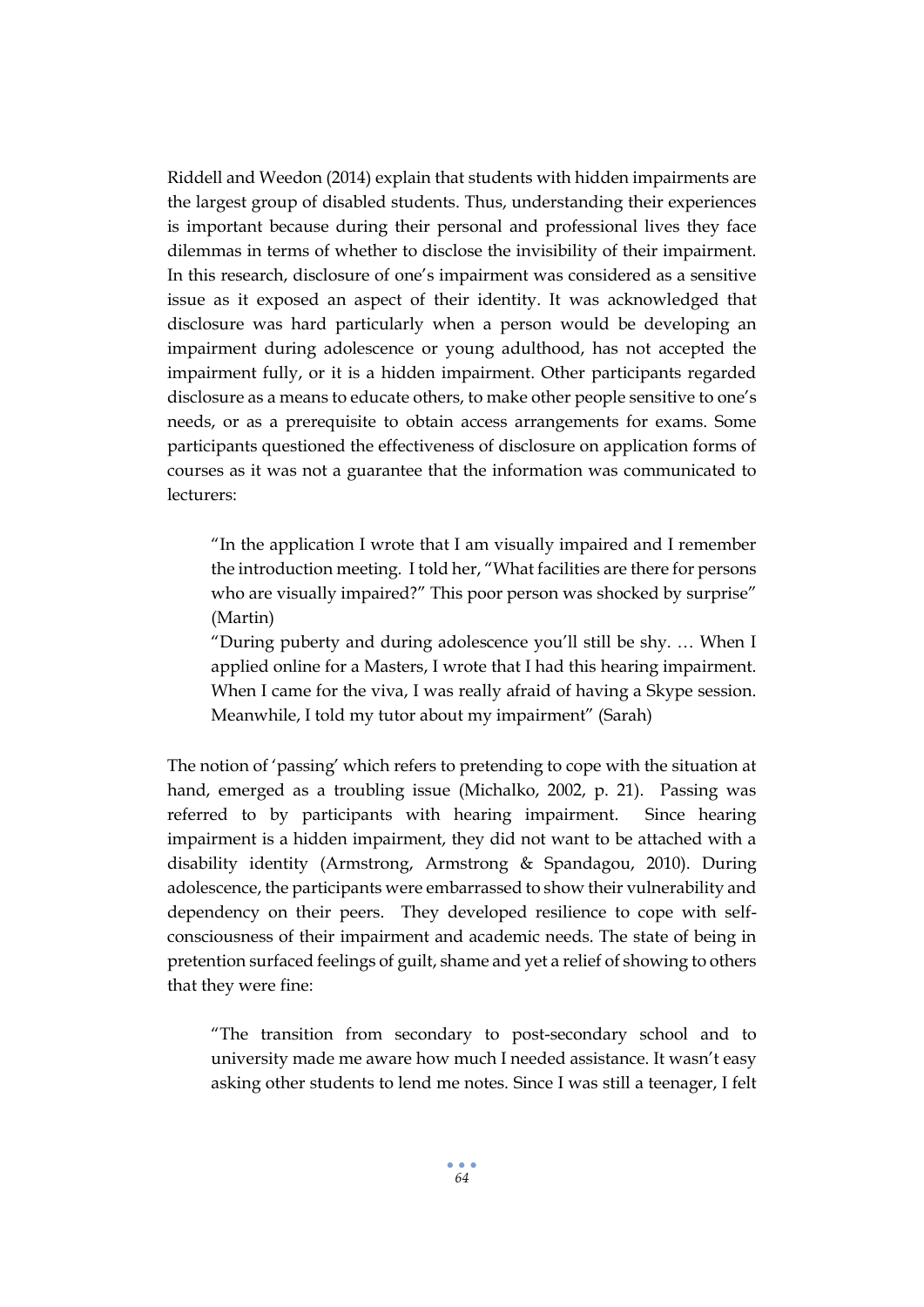Riddell and Weedon (2014) explain that students with hidden impairments are the largest group of disabled students. Thus, understanding their experiences is important because during their personal and professional lives they face dilemmas in terms of whether to disclose the invisibility of their impairment. In this research, disclosure of one's impairment was considered as a sensitive issue as it exposed an aspect of their identity. It was acknowledged that disclosure was hard particularly when a person would be developing an impairment during adolescence or young adulthood, has not accepted the impairment fully, or it is a hidden impairment. Other participants regarded disclosure as a means to educate others, to make other people sensitive to one's needs, or as a prerequisite to obtain access arrangements for exams. Some participants questioned the effectiveness of disclosure on application forms of courses as it was not a guarantee that the information was communicated to lecturers:

> "In the application I wrote that I am visually impaired and I remember the introduction meeting. I told her, "What facilities are there for persons who are visually impaired?" This poor person was shocked by surprise" (Martin)
>
> "During puberty and during adolescence you'll still be shy. … When I applied online for a Masters, I wrote that I had this hearing impairment. When I came for the viva, I was really afraid of having a Skype session. Meanwhile, I told my tutor about my impairment" (Sarah)

The notion of 'passing' which refers to pretending to cope with the situation at hand, emerged as a troubling issue (Michalko, 2002, p. 21). Passing was referred to by participants with hearing impairment. Since hearing impairment is a hidden impairment, they did not want to be attached with a disability identity (Armstrong, Armstrong & Spandagou, 2010). During adolescence, the participants were embarrassed to show their vulnerability and dependency on their peers. They developed resilience to cope with self-consciousness of their impairment and academic needs. The state of being in pretention surfaced feelings of guilt, shame and yet a relief of showing to others that they were fine:

> "The transition from secondary to post-secondary school and to university made me aware how much I needed assistance. It wasn't easy asking other students to lend me notes. Since I was still a teenager, I felt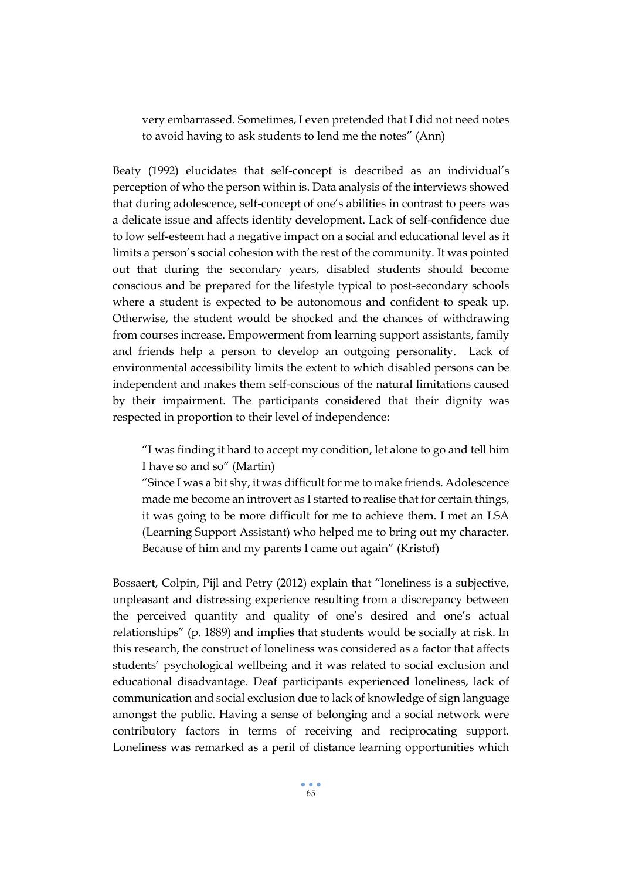> very embarrassed. Sometimes, I even pretended that I did not need notes to avoid having to ask students to lend me the notes" (Ann)

Beaty (1992) elucidates that self-concept is described as an individual's perception of who the person within is. Data analysis of the interviews showed that during adolescence, self-concept of one's abilities in contrast to peers was a delicate issue and affects identity development. Lack of self-confidence due to low self-esteem had a negative impact on a social and educational level as it limits a person's social cohesion with the rest of the community. It was pointed out that during the secondary years, disabled students should become conscious and be prepared for the lifestyle typical to post-secondary schools where a student is expected to be autonomous and confident to speak up. Otherwise, the student would be shocked and the chances of withdrawing from courses increase. Empowerment from learning support assistants, family and friends help a person to develop an outgoing personality. Lack of environmental accessibility limits the extent to which disabled persons can be independent and makes them self-conscious of the natural limitations caused by their impairment. The participants considered that their dignity was respected in proportion to their level of independence:

> "I was finding it hard to accept my condition, let alone to go and tell him I have so and so" (Martin)
>
> "Since I was a bit shy, it was difficult for me to make friends. Adolescence made me become an introvert as I started to realise that for certain things, it was going to be more difficult for me to achieve them. I met an LSA (Learning Support Assistant) who helped me to bring out my character. Because of him and my parents I came out again" (Kristof)

Bossaert, Colpin, Pijl and Petry (2012) explain that "loneliness is a subjective, unpleasant and distressing experience resulting from a discrepancy between the perceived quantity and quality of one's desired and one's actual relationships" (p. 1889) and implies that students would be socially at risk. In this research, the construct of loneliness was considered as a factor that affects students' psychological wellbeing and it was related to social exclusion and educational disadvantage. Deaf participants experienced loneliness, lack of communication and social exclusion due to lack of knowledge of sign language amongst the public. Having a sense of belonging and a social network were contributory factors in terms of receiving and reciprocating support. Loneliness was remarked as a peril of distance learning opportunities which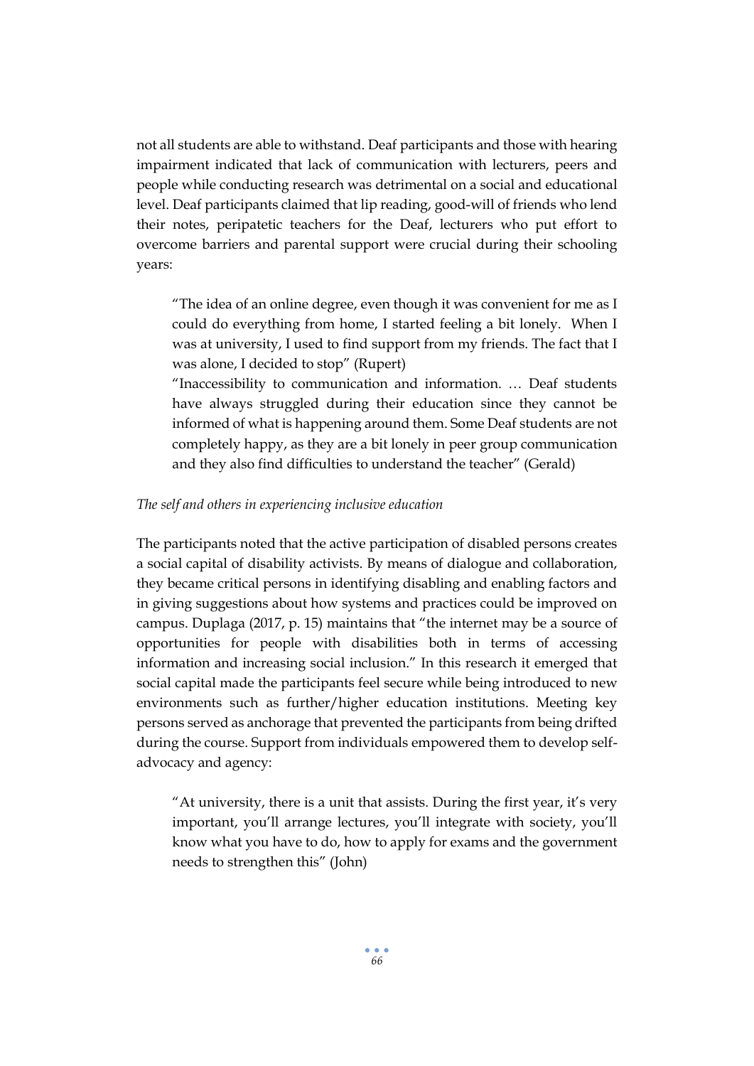not all students are able to withstand. Deaf participants and those with hearing impairment indicated that lack of communication with lecturers, peers and people while conducting research was detrimental on a social and educational level. Deaf participants claimed that lip reading, good-will of friends who lend their notes, peripatetic teachers for the Deaf, lecturers who put effort to overcome barriers and parental support were crucial during their schooling years:

> "The idea of an online degree, even though it was convenient for me as I could do everything from home, I started feeling a bit lonely. When I was at university, I used to find support from my friends. The fact that I was alone, I decided to stop" (Rupert)
>
> "Inaccessibility to communication and information. … Deaf students have always struggled during their education since they cannot be informed of what is happening around them. Some Deaf students are not completely happy, as they are a bit lonely in peer group communication and they also find difficulties to understand the teacher" (Gerald)

*The self and others in experiencing inclusive education*

The participants noted that the active participation of disabled persons creates a social capital of disability activists. By means of dialogue and collaboration, they became critical persons in identifying disabling and enabling factors and in giving suggestions about how systems and practices could be improved on campus. Duplaga (2017, p. 15) maintains that "the internet may be a source of opportunities for people with disabilities both in terms of accessing information and increasing social inclusion." In this research it emerged that social capital made the participants feel secure while being introduced to new environments such as further/higher education institutions. Meeting key persons served as anchorage that prevented the participants from being drifted during the course. Support from individuals empowered them to develop self-advocacy and agency:

> "At university, there is a unit that assists. During the first year, it's very important, you'll arrange lectures, you'll integrate with society, you'll know what you have to do, how to apply for exams and the government needs to strengthen this" (John)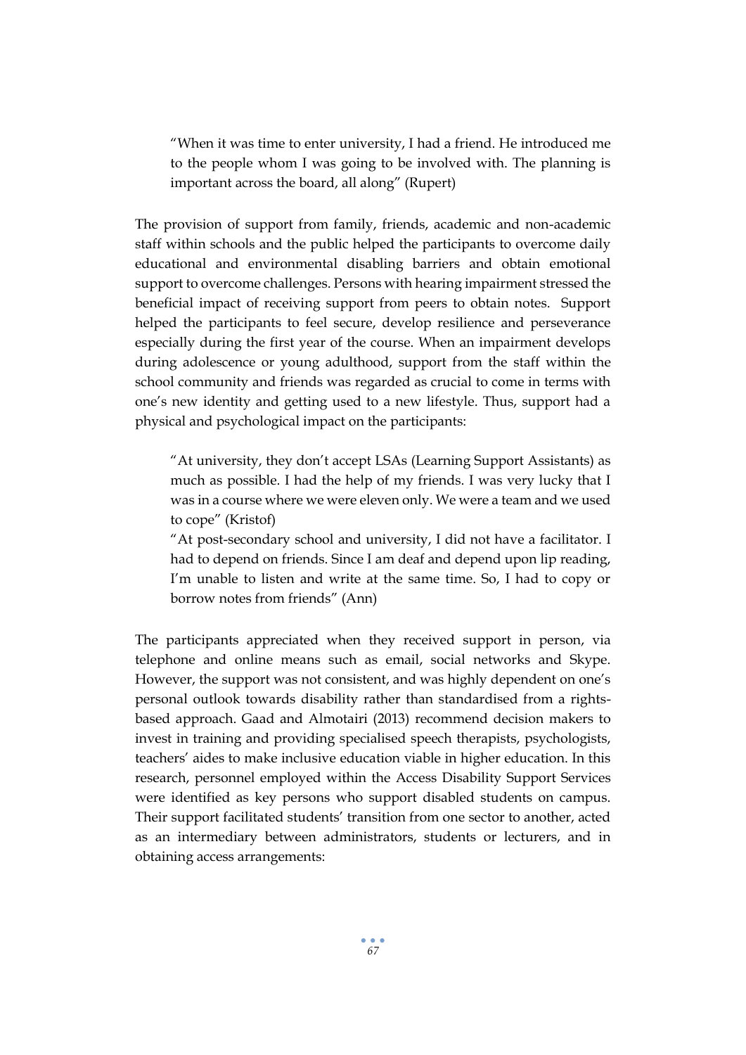> "When it was time to enter university, I had a friend. He introduced me to the people whom I was going to be involved with. The planning is important across the board, all along" (Rupert)

The provision of support from family, friends, academic and non-academic staff within schools and the public helped the participants to overcome daily educational and environmental disabling barriers and obtain emotional support to overcome challenges. Persons with hearing impairment stressed the beneficial impact of receiving support from peers to obtain notes. Support helped the participants to feel secure, develop resilience and perseverance especially during the first year of the course. When an impairment develops during adolescence or young adulthood, support from the staff within the school community and friends was regarded as crucial to come in terms with one's new identity and getting used to a new lifestyle. Thus, support had a physical and psychological impact on the participants:

> "At university, they don't accept LSAs (Learning Support Assistants) as much as possible. I had the help of my friends. I was very lucky that I was in a course where we were eleven only. We were a team and we used to cope" (Kristof)
>
> "At post-secondary school and university, I did not have a facilitator. I had to depend on friends. Since I am deaf and depend upon lip reading, I'm unable to listen and write at the same time. So, I had to copy or borrow notes from friends" (Ann)

The participants appreciated when they received support in person, via telephone and online means such as email, social networks and Skype. However, the support was not consistent, and was highly dependent on one's personal outlook towards disability rather than standardised from a rights-based approach. Gaad and Almotairi (2013) recommend decision makers to invest in training and providing specialised speech therapists, psychologists, teachers' aides to make inclusive education viable in higher education. In this research, personnel employed within the Access Disability Support Services were identified as key persons who support disabled students on campus. Their support facilitated students' transition from one sector to another, acted as an intermediary between administrators, students or lecturers, and in obtaining access arrangements: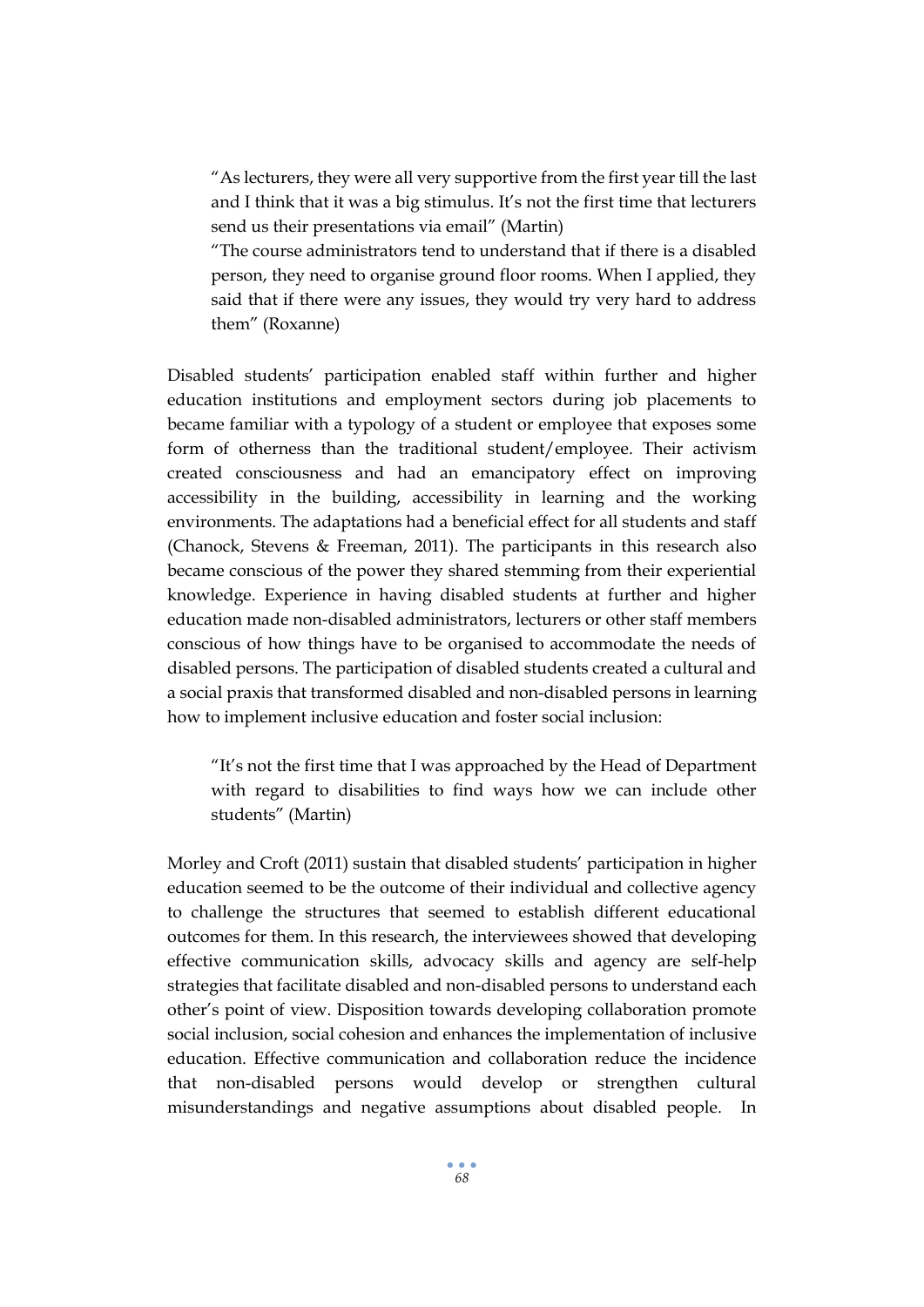> "As lecturers, they were all very supportive from the first year till the last and I think that it was a big stimulus. It's not the first time that lecturers send us their presentations via email" (Martin)
>
> "The course administrators tend to understand that if there is a disabled person, they need to organise ground floor rooms. When I applied, they said that if there were any issues, they would try very hard to address them" (Roxanne)

Disabled students' participation enabled staff within further and higher education institutions and employment sectors during job placements to became familiar with a typology of a student or employee that exposes some form of otherness than the traditional student/employee. Their activism created consciousness and had an emancipatory effect on improving accessibility in the building, accessibility in learning and the working environments. The adaptations had a beneficial effect for all students and staff (Chanock, Stevens & Freeman, 2011). The participants in this research also became conscious of the power they shared stemming from their experiential knowledge. Experience in having disabled students at further and higher education made non-disabled administrators, lecturers or other staff members conscious of how things have to be organised to accommodate the needs of disabled persons. The participation of disabled students created a cultural and a social praxis that transformed disabled and non-disabled persons in learning how to implement inclusive education and foster social inclusion:

> "It's not the first time that I was approached by the Head of Department with regard to disabilities to find ways how we can include other students" (Martin)

Morley and Croft (2011) sustain that disabled students' participation in higher education seemed to be the outcome of their individual and collective agency to challenge the structures that seemed to establish different educational outcomes for them. In this research, the interviewees showed that developing effective communication skills, advocacy skills and agency are self-help strategies that facilitate disabled and non-disabled persons to understand each other's point of view. Disposition towards developing collaboration promote social inclusion, social cohesion and enhances the implementation of inclusive education. Effective communication and collaboration reduce the incidence that non-disabled persons would develop or strengthen cultural misunderstandings and negative assumptions about disabled people. In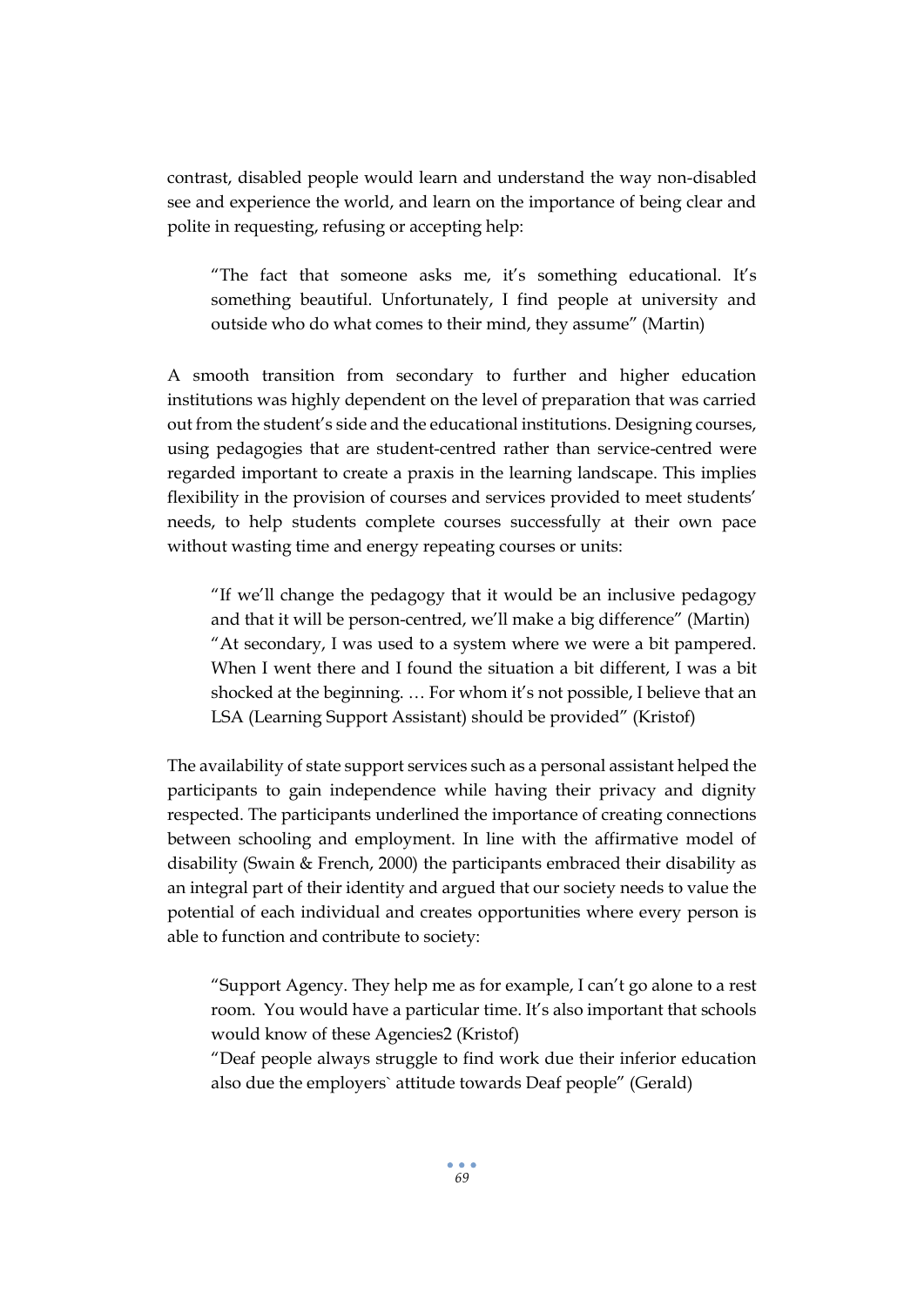contrast, disabled people would learn and understand the way non-disabled see and experience the world, and learn on the importance of being clear and polite in requesting, refusing or accepting help:

> "The fact that someone asks me, it's something educational. It's something beautiful. Unfortunately, I find people at university and outside who do what comes to their mind, they assume" (Martin)

A smooth transition from secondary to further and higher education institutions was highly dependent on the level of preparation that was carried out from the student's side and the educational institutions. Designing courses, using pedagogies that are student-centred rather than service-centred were regarded important to create a praxis in the learning landscape. This implies flexibility in the provision of courses and services provided to meet students' needs, to help students complete courses successfully at their own pace without wasting time and energy repeating courses or units:

> "If we'll change the pedagogy that it would be an inclusive pedagogy and that it will be person-centred, we'll make a big difference" (Martin)
> "At secondary, I was used to a system where we were a bit pampered. When I went there and I found the situation a bit different, I was a bit shocked at the beginning. … For whom it's not possible, I believe that an LSA (Learning Support Assistant) should be provided" (Kristof)

The availability of state support services such as a personal assistant helped the participants to gain independence while having their privacy and dignity respected. The participants underlined the importance of creating connections between schooling and employment. In line with the affirmative model of disability (Swain & French, 2000) the participants embraced their disability as an integral part of their identity and argued that our society needs to value the potential of each individual and creates opportunities where every person is able to function and contribute to society:

> "Support Agency. They help me as for example, I can't go alone to a rest room. You would have a particular time. It's also important that schools would know of these Agencies2 (Kristof)
> "Deaf people always struggle to find work due their inferior education also due the employers` attitude towards Deaf people" (Gerald)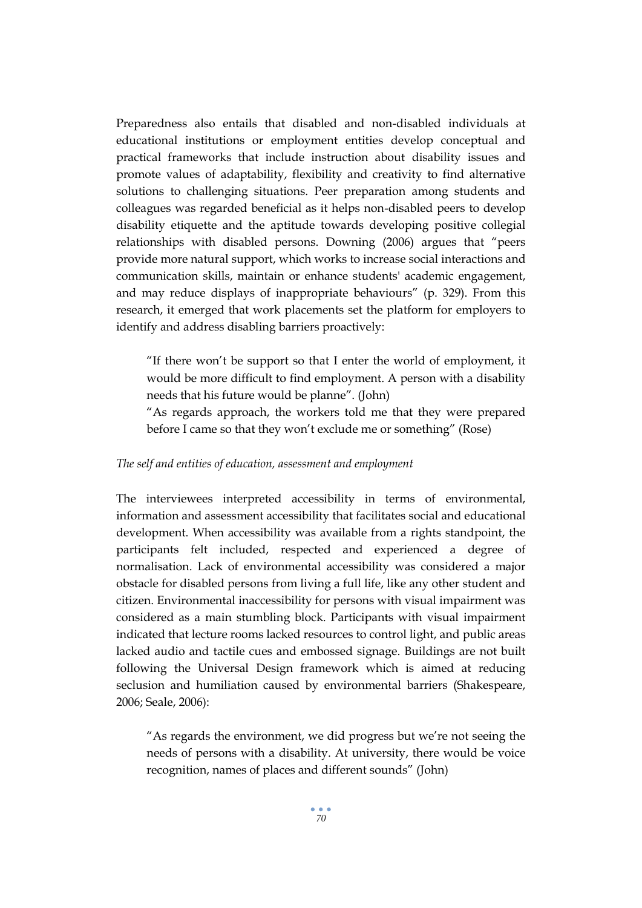Preparedness also entails that disabled and non-disabled individuals at educational institutions or employment entities develop conceptual and practical frameworks that include instruction about disability issues and promote values of adaptability, flexibility and creativity to find alternative solutions to challenging situations. Peer preparation among students and colleagues was regarded beneficial as it helps non-disabled peers to develop disability etiquette and the aptitude towards developing positive collegial relationships with disabled persons. Downing (2006) argues that "peers provide more natural support, which works to increase social interactions and communication skills, maintain or enhance students' academic engagement, and may reduce displays of inappropriate behaviours" (p. 329). From this research, it emerged that work placements set the platform for employers to identify and address disabling barriers proactively:

> "If there won't be support so that I enter the world of employment, it would be more difficult to find employment. A person with a disability needs that his future would be planne". (John)
>
> "As regards approach, the workers told me that they were prepared before I came so that they won't exclude me or something" (Rose)

*The self and entities of education, assessment and employment*

The interviewees interpreted accessibility in terms of environmental, information and assessment accessibility that facilitates social and educational development. When accessibility was available from a rights standpoint, the participants felt included, respected and experienced a degree of normalisation. Lack of environmental accessibility was considered a major obstacle for disabled persons from living a full life, like any other student and citizen. Environmental inaccessibility for persons with visual impairment was considered as a main stumbling block. Participants with visual impairment indicated that lecture rooms lacked resources to control light, and public areas lacked audio and tactile cues and embossed signage. Buildings are not built following the Universal Design framework which is aimed at reducing seclusion and humiliation caused by environmental barriers (Shakespeare, 2006; Seale, 2006):

> "As regards the environment, we did progress but we're not seeing the needs of persons with a disability. At university, there would be voice recognition, names of places and different sounds" (John)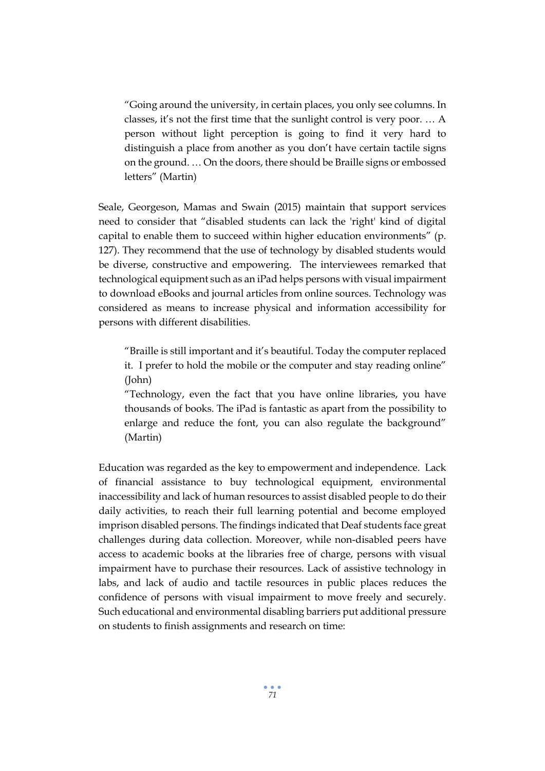> "Going around the university, in certain places, you only see columns. In classes, it's not the first time that the sunlight control is very poor. … A person without light perception is going to find it very hard to distinguish a place from another as you don't have certain tactile signs on the ground. … On the doors, there should be Braille signs or embossed letters" (Martin)

Seale, Georgeson, Mamas and Swain (2015) maintain that support services need to consider that "disabled students can lack the 'right' kind of digital capital to enable them to succeed within higher education environments" (p. 127). They recommend that the use of technology by disabled students would be diverse, constructive and empowering. The interviewees remarked that technological equipment such as an iPad helps persons with visual impairment to download eBooks and journal articles from online sources. Technology was considered as means to increase physical and information accessibility for persons with different disabilities.

> "Braille is still important and it's beautiful. Today the computer replaced it. I prefer to hold the mobile or the computer and stay reading online" (John)
>
> "Technology, even the fact that you have online libraries, you have thousands of books. The iPad is fantastic as apart from the possibility to enlarge and reduce the font, you can also regulate the background" (Martin)

Education was regarded as the key to empowerment and independence. Lack of financial assistance to buy technological equipment, environmental inaccessibility and lack of human resources to assist disabled people to do their daily activities, to reach their full learning potential and become employed imprison disabled persons. The findings indicated that Deaf students face great challenges during data collection. Moreover, while non-disabled peers have access to academic books at the libraries free of charge, persons with visual impairment have to purchase their resources. Lack of assistive technology in labs, and lack of audio and tactile resources in public places reduces the confidence of persons with visual impairment to move freely and securely. Such educational and environmental disabling barriers put additional pressure on students to finish assignments and research on time: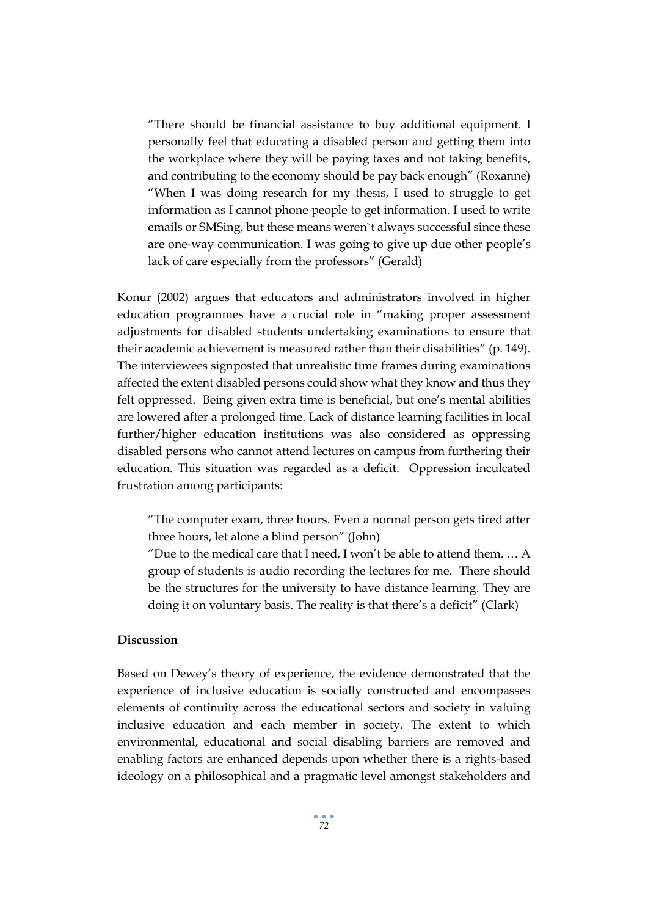> "There should be financial assistance to buy additional equipment. I personally feel that educating a disabled person and getting them into the workplace where they will be paying taxes and not taking benefits, and contributing to the economy should be pay back enough" (Roxanne)
> "When I was doing research for my thesis, I used to struggle to get information as I cannot phone people to get information. I used to write emails or SMSing, but these means weren`t always successful since these are one-way communication. I was going to give up due other people's lack of care especially from the professors" (Gerald)

Konur (2002) argues that educators and administrators involved in higher education programmes have a crucial role in "making proper assessment adjustments for disabled students undertaking examinations to ensure that their academic achievement is measured rather than their disabilities" (p. 149). The interviewees signposted that unrealistic time frames during examinations affected the extent disabled persons could show what they know and thus they felt oppressed. Being given extra time is beneficial, but one's mental abilities are lowered after a prolonged time. Lack of distance learning facilities in local further/higher education institutions was also considered as oppressing disabled persons who cannot attend lectures on campus from furthering their education. This situation was regarded as a deficit. Oppression inculcated frustration among participants:

> "The computer exam, three hours. Even a normal person gets tired after three hours, let alone a blind person" (John)
> "Due to the medical care that I need, I won't be able to attend them. … A group of students is audio recording the lectures for me. There should be the structures for the university to have distance learning. They are doing it on voluntary basis. The reality is that there's a deficit" (Clark)

**Discussion**

Based on Dewey's theory of experience, the evidence demonstrated that the experience of inclusive education is socially constructed and encompasses elements of continuity across the educational sectors and society in valuing inclusive education and each member in society. The extent to which environmental, educational and social disabling barriers are removed and enabling factors are enhanced depends upon whether there is a rights-based ideology on a philosophical and a pragmatic level amongst stakeholders and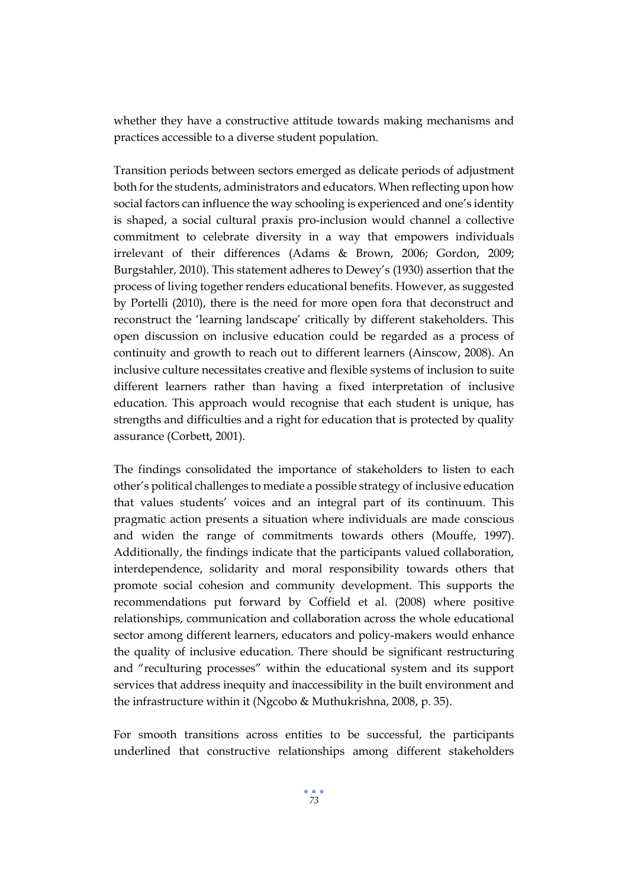whether they have a constructive attitude towards making mechanisms and practices accessible to a diverse student population.

Transition periods between sectors emerged as delicate periods of adjustment both for the students, administrators and educators. When reflecting upon how social factors can influence the way schooling is experienced and one's identity is shaped, a social cultural praxis pro-inclusion would channel a collective commitment to celebrate diversity in a way that empowers individuals irrelevant of their differences (Adams & Brown, 2006; Gordon, 2009; Burgstahler, 2010). This statement adheres to Dewey's (1930) assertion that the process of living together renders educational benefits. However, as suggested by Portelli (2010), there is the need for more open fora that deconstruct and reconstruct the 'learning landscape' critically by different stakeholders. This open discussion on inclusive education could be regarded as a process of continuity and growth to reach out to different learners (Ainscow, 2008). An inclusive culture necessitates creative and flexible systems of inclusion to suite different learners rather than having a fixed interpretation of inclusive education. This approach would recognise that each student is unique, has strengths and difficulties and a right for education that is protected by quality assurance (Corbett, 2001).

The findings consolidated the importance of stakeholders to listen to each other's political challenges to mediate a possible strategy of inclusive education that values students' voices and an integral part of its continuum. This pragmatic action presents a situation where individuals are made conscious and widen the range of commitments towards others (Mouffe, 1997). Additionally, the findings indicate that the participants valued collaboration, interdependence, solidarity and moral responsibility towards others that promote social cohesion and community development. This supports the recommendations put forward by Coffield et al. (2008) where positive relationships, communication and collaboration across the whole educational sector among different learners, educators and policy-makers would enhance the quality of inclusive education. There should be significant restructuring and "reculturing processes" within the educational system and its support services that address inequity and inaccessibility in the built environment and the infrastructure within it (Ngcobo & Muthukrishna, 2008, p. 35).

For smooth transitions across entities to be successful, the participants underlined that constructive relationships among different stakeholders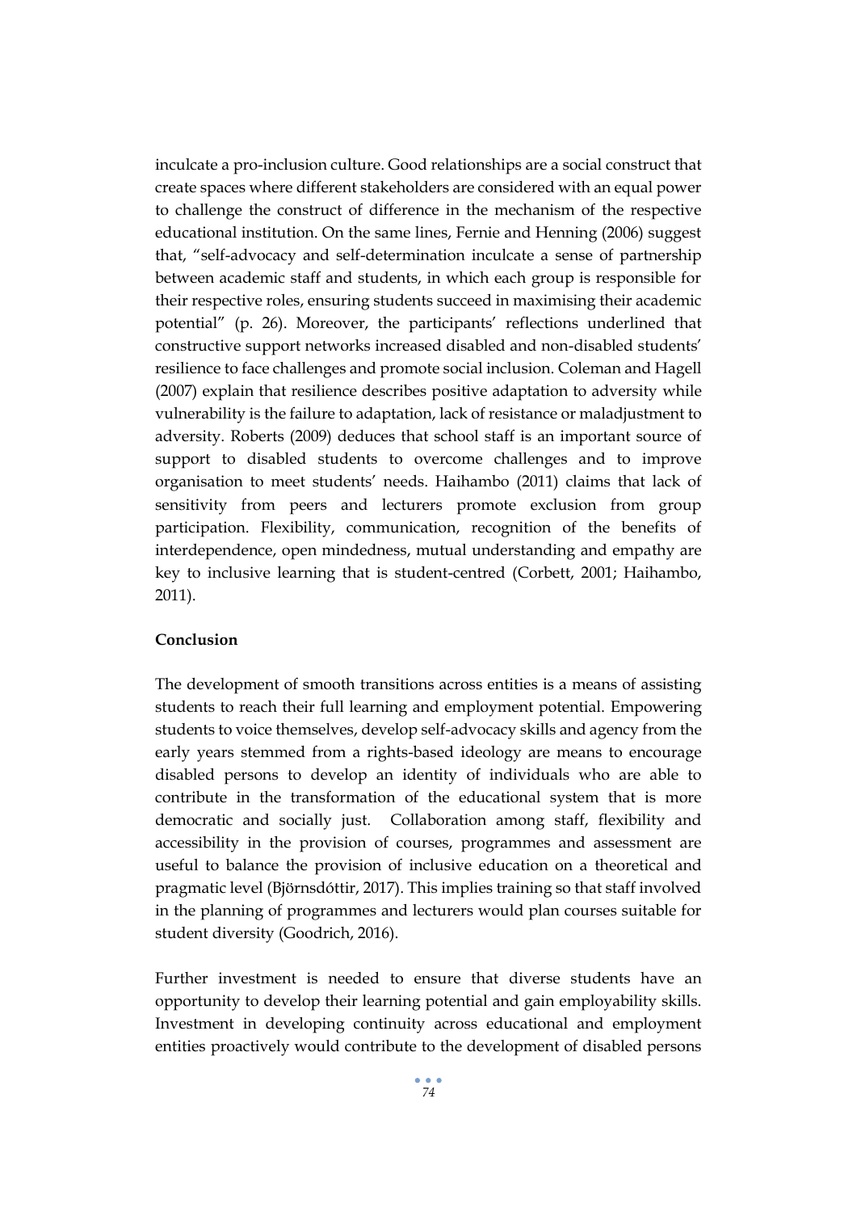inculcate a pro-inclusion culture. Good relationships are a social construct that create spaces where different stakeholders are considered with an equal power to challenge the construct of difference in the mechanism of the respective educational institution. On the same lines, Fernie and Henning (2006) suggest that, "self-advocacy and self-determination inculcate a sense of partnership between academic staff and students, in which each group is responsible for their respective roles, ensuring students succeed in maximising their academic potential" (p. 26). Moreover, the participants' reflections underlined that constructive support networks increased disabled and non-disabled students' resilience to face challenges and promote social inclusion. Coleman and Hagell (2007) explain that resilience describes positive adaptation to adversity while vulnerability is the failure to adaptation, lack of resistance or maladjustment to adversity. Roberts (2009) deduces that school staff is an important source of support to disabled students to overcome challenges and to improve organisation to meet students' needs. Haihambo (2011) claims that lack of sensitivity from peers and lecturers promote exclusion from group participation. Flexibility, communication, recognition of the benefits of interdependence, open mindedness, mutual understanding and empathy are key to inclusive learning that is student-centred (Corbett, 2001; Haihambo, 2011).

**Conclusion**

The development of smooth transitions across entities is a means of assisting students to reach their full learning and employment potential. Empowering students to voice themselves, develop self-advocacy skills and agency from the early years stemmed from a rights-based ideology are means to encourage disabled persons to develop an identity of individuals who are able to contribute in the transformation of the educational system that is more democratic and socially just. Collaboration among staff, flexibility and accessibility in the provision of courses, programmes and assessment are useful to balance the provision of inclusive education on a theoretical and pragmatic level (Björnsdóttir, 2017). This implies training so that staff involved in the planning of programmes and lecturers would plan courses suitable for student diversity (Goodrich, 2016).

Further investment is needed to ensure that diverse students have an opportunity to develop their learning potential and gain employability skills. Investment in developing continuity across educational and employment entities proactively would contribute to the development of disabled persons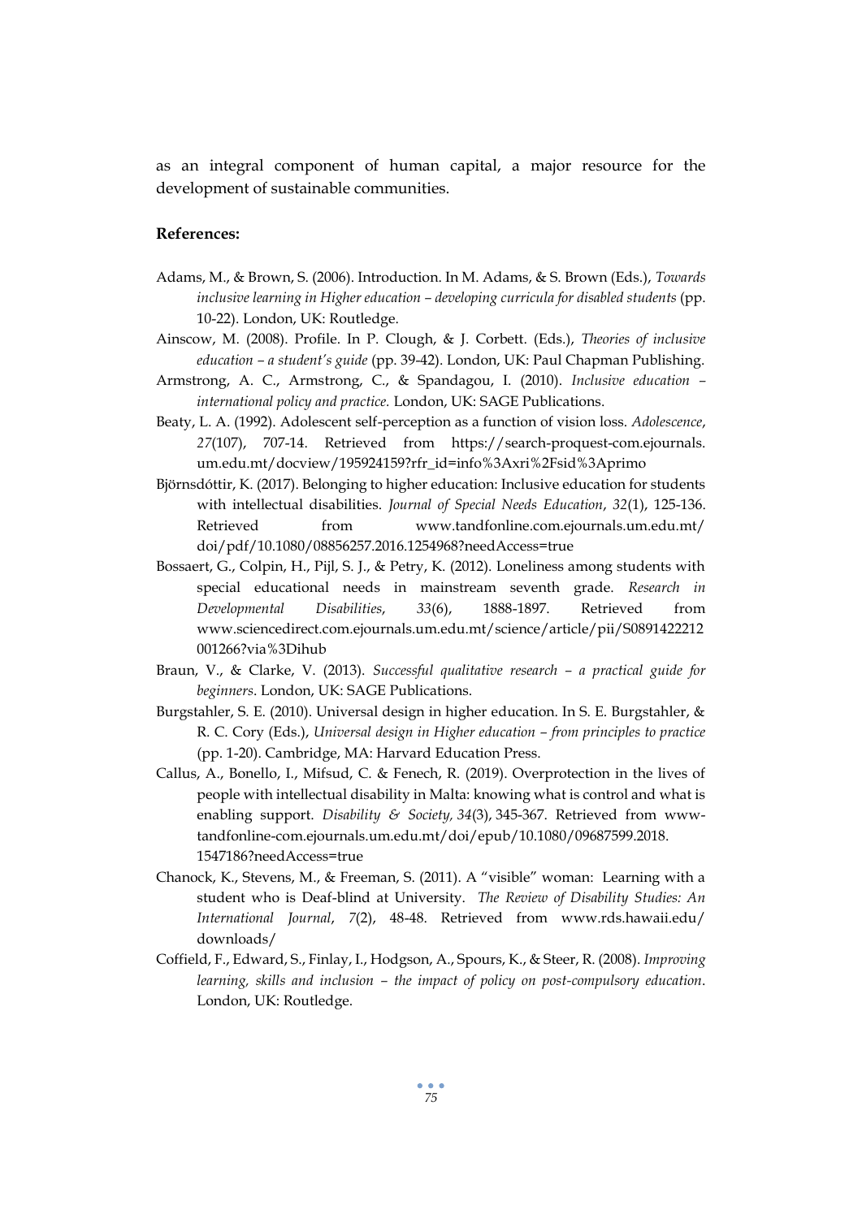as an integral component of human capital, a major resource for the development of sustainable communities.

**References:**

Adams, M., & Brown, S. (2006). Introduction. In M. Adams, & S. Brown (Eds.), *Towards inclusive learning in Higher education – developing curricula for disabled students* (pp. 10-22). London, UK: Routledge.

Ainscow, M. (2008). Profile. In P. Clough, & J. Corbett. (Eds.), *Theories of inclusive education – a student's guide* (pp. 39-42). London, UK: Paul Chapman Publishing.

Armstrong, A. C., Armstrong, C., & Spandagou, I. (2010). *Inclusive education – international policy and practice.* London, UK: SAGE Publications.

Beaty, L. A. (1992). Adolescent self-perception as a function of vision loss. *Adolescence*, *27*(107), 707-14. Retrieved from https://search-proquest-com.ejournals.um.edu.mt/docview/195924159?rfr_id=info%3Axri%2Fsid%3Aprimo

Björnsdóttir, K. (2017). Belonging to higher education: Inclusive education for students with intellectual disabilities. *Journal of Special Needs Education*, *32*(1), 125-136. Retrieved from www.tandfonline.com.ejournals.um.edu.mt/doi/pdf/10.1080/08856257.2016.1254968?needAccess=true

Bossaert, G., Colpin, H., Pijl, S. J., & Petry, K. (2012). Loneliness among students with special educational needs in mainstream seventh grade. *Research in Developmental Disabilities*, *33*(6), 1888-1897. Retrieved from www.sciencedirect.com.ejournals.um.edu.mt/science/article/pii/S0891422212001266?via%3Dihub

Braun, V., & Clarke, V. (2013). *Successful qualitative research – a practical guide for beginners*. London, UK: SAGE Publications.

Burgstahler, S. E. (2010). Universal design in higher education. In S. E. Burgstahler, & R. C. Cory (Eds.), *Universal design in Higher education – from principles to practice* (pp. 1-20). Cambridge, MA: Harvard Education Press.

Callus, A., Bonello, I., Mifsud, C. & Fenech, R. (2019). Overprotection in the lives of people with intellectual disability in Malta: knowing what is control and what is enabling support. *Disability & Society, 34*(3), 345-367. Retrieved from www-tandfonline-com.ejournals.um.edu.mt/doi/epub/10.1080/09687599.2018.1547186?needAccess=true

Chanock, K., Stevens, M., & Freeman, S. (2011). A "visible" woman: Learning with a student who is Deaf-blind at University. *The Review of Disability Studies: An International Journal*, *7*(2), 48-48. Retrieved from www.rds.hawaii.edu/downloads/

Coffield, F., Edward, S., Finlay, I., Hodgson, A., Spours, K., & Steer, R. (2008). *Improving learning, skills and inclusion – the impact of policy on post-compulsory education*. London, UK: Routledge.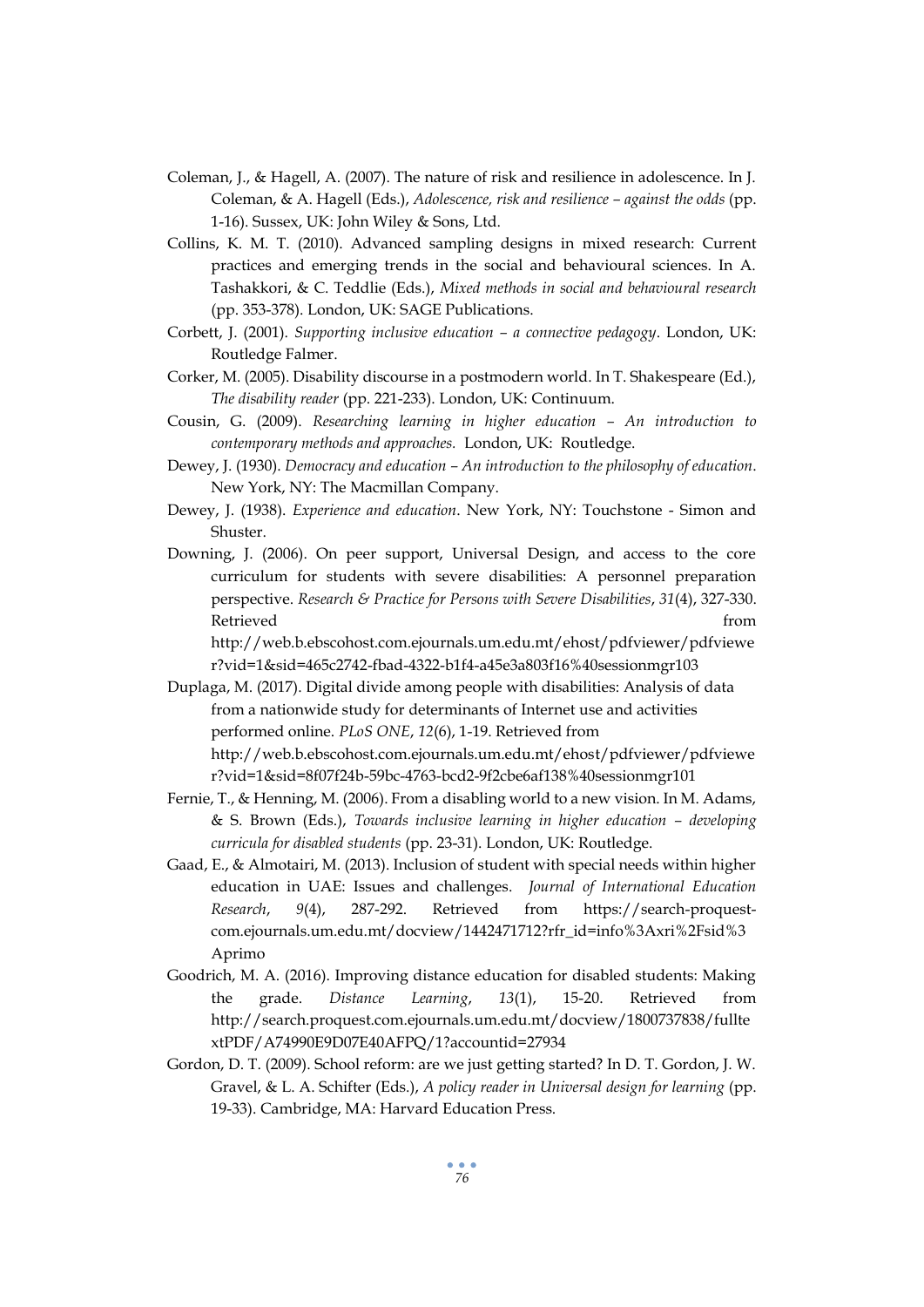Coleman, J., & Hagell, A. (2007). The nature of risk and resilience in adolescence. In J. Coleman, & A. Hagell (Eds.), *Adolescence, risk and resilience – against the odds* (pp. 1-16). Sussex, UK: John Wiley & Sons, Ltd.

Collins, K. M. T. (2010). Advanced sampling designs in mixed research: Current practices and emerging trends in the social and behavioural sciences. In A. Tashakkori, & C. Teddlie (Eds.), *Mixed methods in social and behavioural research* (pp. 353-378). London, UK: SAGE Publications.

Corbett, J. (2001). *Supporting inclusive education – a connective pedagogy*. London, UK: Routledge Falmer.

Corker, M. (2005). Disability discourse in a postmodern world. In T. Shakespeare (Ed.), *The disability reader* (pp. 221-233). London, UK: Continuum.

Cousin, G. (2009). *Researching learning in higher education – An introduction to contemporary methods and approaches*. London, UK: Routledge.

Dewey, J. (1930). *Democracy and education – An introduction to the philosophy of education*. New York, NY: The Macmillan Company.

Dewey, J. (1938). *Experience and education*. New York, NY: Touchstone - Simon and Shuster.

Downing, J. (2006). On peer support, Universal Design, and access to the core curriculum for students with severe disabilities: A personnel preparation perspective. *Research & Practice for Persons with Severe Disabilities*, *31*(4), 327-330. Retrieved from http://web.b.ebscohost.com.ejournals.um.edu.mt/ehost/pdfviewer/pdfviewer?vid=1&sid=465c2742-fbad-4322-b1f4-a45e3a803f16%40sessionmgr103

Duplaga, M. (2017). Digital divide among people with disabilities: Analysis of data from a nationwide study for determinants of Internet use and activities performed online. *PLoS ONE*, *12*(6), 1-19. Retrieved from http://web.b.ebscohost.com.ejournals.um.edu.mt/ehost/pdfviewer/pdfviewer?vid=1&sid=8f07f24b-59bc-4763-bcd2-9f2cbe6af138%40sessionmgr101

Fernie, T., & Henning, M. (2006). From a disabling world to a new vision. In M. Adams, & S. Brown (Eds.), *Towards inclusive learning in higher education – developing curricula for disabled students* (pp. 23-31). London, UK: Routledge.

Gaad, E., & Almotairi, M. (2013). Inclusion of student with special needs within higher education in UAE: Issues and challenges. *Journal of International Education Research*, *9*(4), 287-292. Retrieved from https://search-proquest-com.ejournals.um.edu.mt/docview/1442471712?rfr_id=info%3Axri%2Fsid%3Aprimo

Goodrich, M. A. (2016). Improving distance education for disabled students: Making the grade. *Distance Learning*, *13*(1), 15-20. Retrieved from http://search.proquest.com.ejournals.um.edu.mt/docview/1800737838/fulltextPDF/A74990E9D07E40AFPQ/1?accountid=27934

Gordon, D. T. (2009). School reform: are we just getting started? In D. T. Gordon, J. W. Gravel, & L. A. Schifter (Eds.), *A policy reader in Universal design for learning* (pp. 19-33). Cambridge, MA: Harvard Education Press.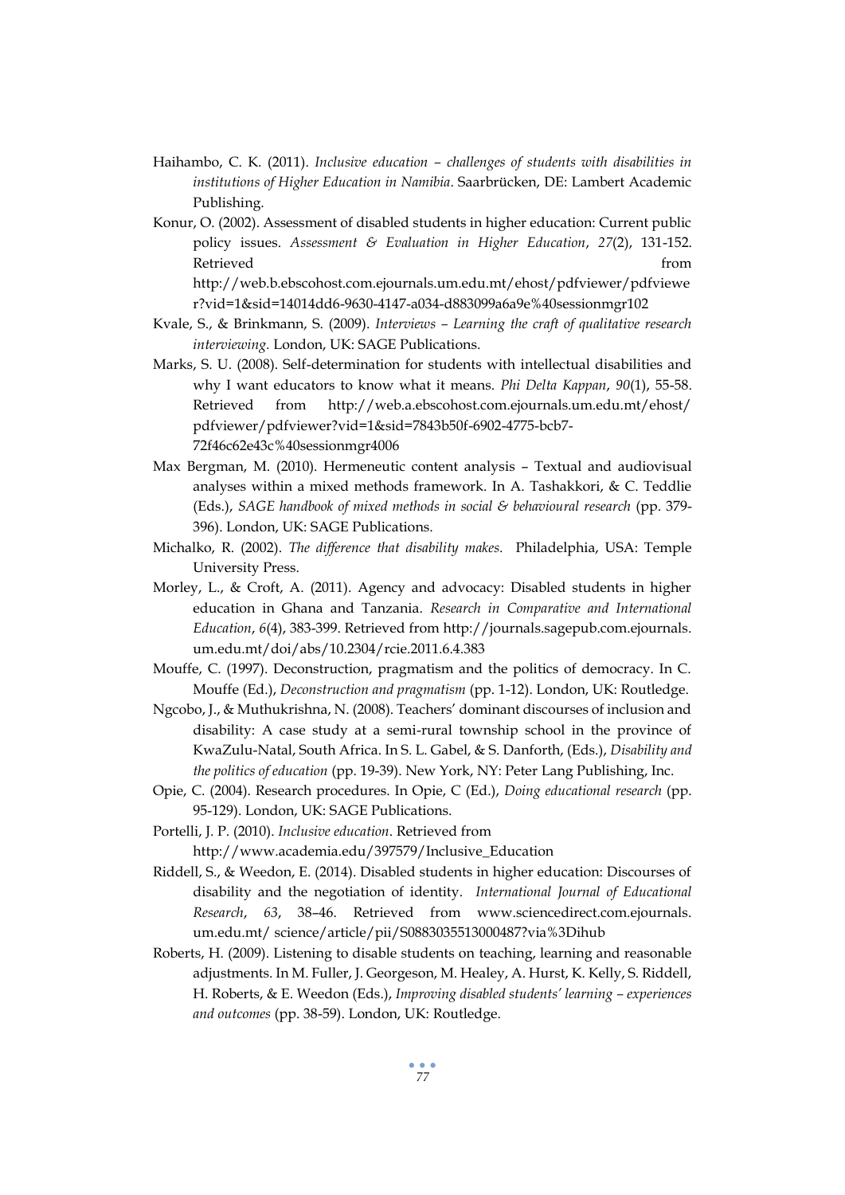Haihambo, C. K. (2011). *Inclusive education – challenges of students with disabilities in institutions of Higher Education in Namibia*. Saarbrücken, DE: Lambert Academic Publishing.

Konur, O. (2002). Assessment of disabled students in higher education: Current public policy issues. *Assessment & Evaluation in Higher Education*, *27*(2), 131-152. Retrieved from http://web.b.ebscohost.com.ejournals.um.edu.mt/ehost/pdfviewer/pdfviewer?vid=1&sid=14014dd6-9630-4147-a034-d883099a6a9e%40sessionmgr102

Kvale, S., & Brinkmann, S. (2009). *Interviews – Learning the craft of qualitative research interviewing.* London, UK: SAGE Publications.

Marks, S. U. (2008). Self-determination for students with intellectual disabilities and why I want educators to know what it means. *Phi Delta Kappan*, *90*(1), 55-58. Retrieved from http://web.a.ebscohost.com.ejournals.um.edu.mt/ehost/pdfviewer/pdfviewer?vid=1&sid=7843b50f-6902-4775-bcb7-72f46c62e43c%40sessionmgr4006

Max Bergman, M. (2010). Hermeneutic content analysis – Textual and audiovisual analyses within a mixed methods framework. In A. Tashakkori, & C. Teddlie (Eds.), *SAGE handbook of mixed methods in social & behavioural research* (pp. 379-396). London, UK: SAGE Publications.

Michalko, R. (2002). *The difference that disability makes.* Philadelphia, USA: Temple University Press.

Morley, L., & Croft, A. (2011). Agency and advocacy: Disabled students in higher education in Ghana and Tanzania. *Research in Comparative and International Education*, *6*(4), 383-399. Retrieved from http://journals.sagepub.com.ejournals.um.edu.mt/doi/abs/10.2304/rcie.2011.6.4.383

Mouffe, C. (1997). Deconstruction, pragmatism and the politics of democracy. In C. Mouffe (Ed.), *Deconstruction and pragmatism* (pp. 1-12). London, UK: Routledge.

Ngcobo, J., & Muthukrishna, N. (2008). Teachers' dominant discourses of inclusion and disability: A case study at a semi-rural township school in the province of KwaZulu-Natal, South Africa. In S. L. Gabel, & S. Danforth, (Eds.), *Disability and the politics of education* (pp. 19-39). New York, NY: Peter Lang Publishing, Inc.

Opie, C. (2004). Research procedures. In Opie, C (Ed.), *Doing educational research* (pp. 95-129). London, UK: SAGE Publications.

Portelli, J. P. (2010). *Inclusive education*. Retrieved from http://www.academia.edu/397579/Inclusive_Education

Riddell, S., & Weedon, E. (2014). Disabled students in higher education: Discourses of disability and the negotiation of identity. *International Journal of Educational Research*, *63*, 38–46. Retrieved from www.sciencedirect.com.ejournals.um.edu.mt/ science/article/pii/S0883035513000487?via%3Dihub

Roberts, H. (2009). Listening to disable students on teaching, learning and reasonable adjustments. In M. Fuller, J. Georgeson, M. Healey, A. Hurst, K. Kelly, S. Riddell, H. Roberts, & E. Weedon (Eds.), *Improving disabled students' learning – experiences and outcomes* (pp. 38-59). London, UK: Routledge.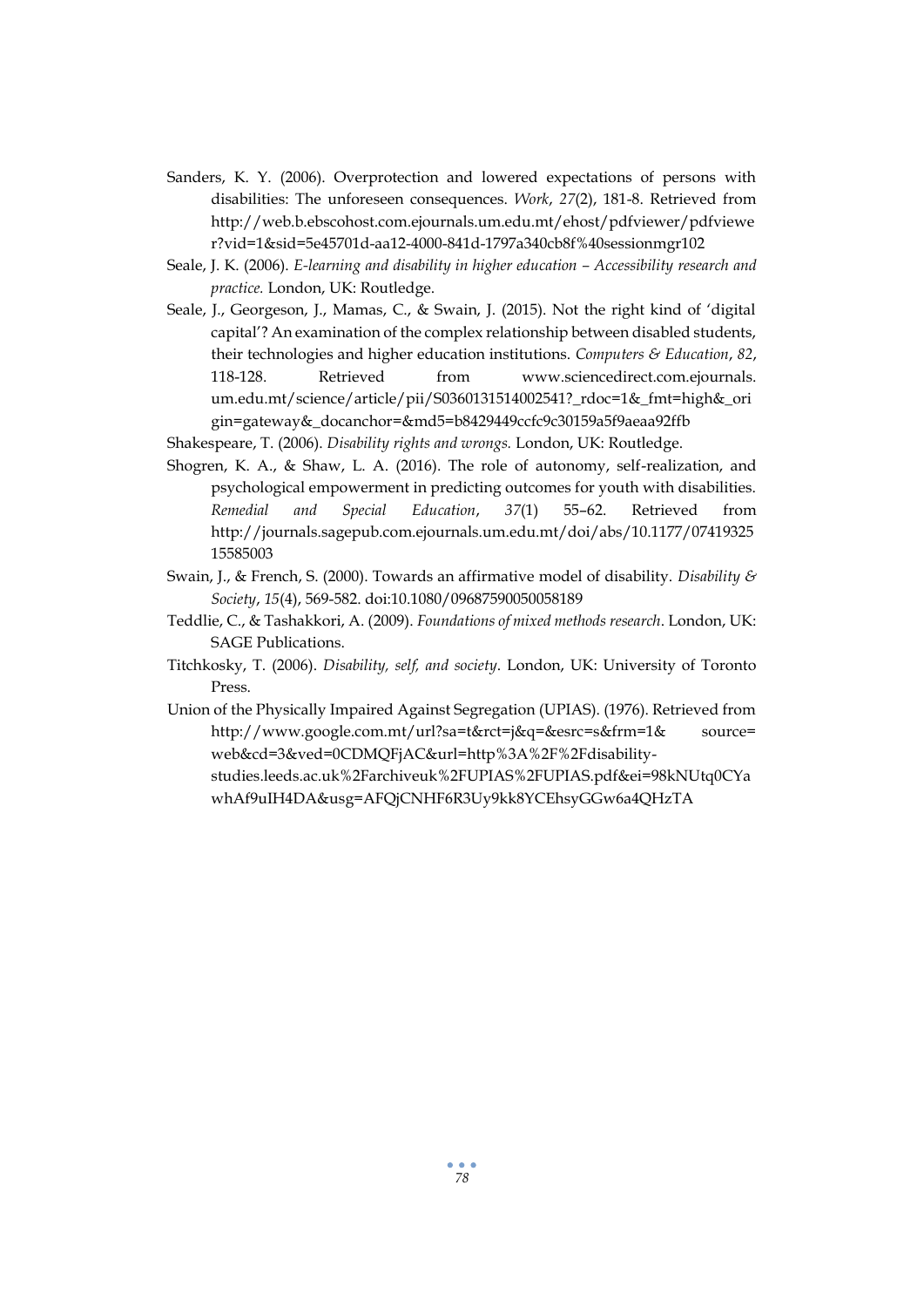Sanders, K. Y. (2006). Overprotection and lowered expectations of persons with disabilities: The unforeseen consequences. *Work*, *27*(2), 181-8. Retrieved from http://web.b.ebscohost.com.ejournals.um.edu.mt/ehost/pdfviewer/pdfviewer?vid=1&sid=5e45701d-aa12-4000-841d-1797a340cb8f%40sessionmgr102

Seale, J. K. (2006). *E-learning and disability in higher education – Accessibility research and practice.* London, UK: Routledge.

Seale, J., Georgeson, J., Mamas, C., & Swain, J. (2015). Not the right kind of 'digital capital'? An examination of the complex relationship between disabled students, their technologies and higher education institutions. *Computers & Education*, *82*, 118-128. Retrieved from www.sciencedirect.com.ejournals.um.edu.mt/science/article/pii/S0360131514002541?_rdoc=1&_fmt=high&_origin=gateway&_docanchor=&md5=b8429449ccfc9c30159a5f9aeaa92ffb

Shakespeare, T. (2006). *Disability rights and wrongs.* London, UK: Routledge.

Shogren, K. A., & Shaw, L. A. (2016). The role of autonomy, self-realization, and psychological empowerment in predicting outcomes for youth with disabilities. *Remedial and Special Education*, *37*(1) 55–62. Retrieved from http://journals.sagepub.com.ejournals.um.edu.mt/doi/abs/10.1177/0741932515585003

Swain, J., & French, S. (2000). Towards an affirmative model of disability. *Disability & Society*, *15*(4), 569-582. doi:10.1080/09687590050058189

Teddlie, C., & Tashakkori, A. (2009). *Foundations of mixed methods research*. London, UK: SAGE Publications.

Titchkosky, T. (2006). *Disability, self, and society*. London, UK: University of Toronto Press.

Union of the Physically Impaired Against Segregation (UPIAS). (1976). Retrieved from http://www.google.com.mt/url?sa=t&rct=j&q=&esrc=s&frm=1& source=web&cd=3&ved=0CDMQFjAC&url=http%3A%2F%2Fdisability-studies.leeds.ac.uk%2Farchiveuk%2FUPIAS%2FUPIAS.pdf&ei=98kNUtq0CYawhAf9uIH4DA&usg=AFQjCNHF6R3Uy9kk8YCEhsyGGw6a4QHzTA